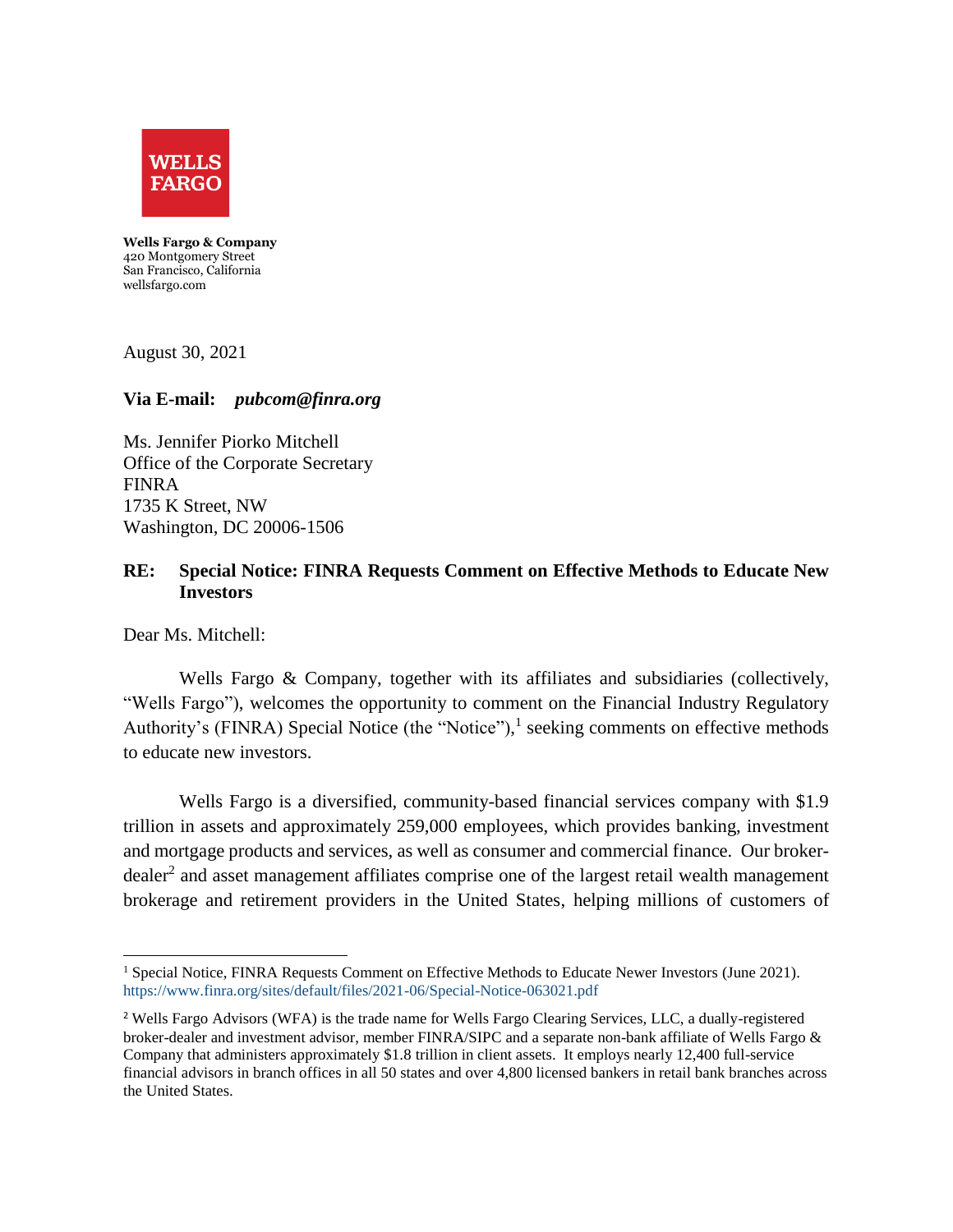WELLS FARGO

**Wells Fargo & Company**
420 Montgomery Street
San Francisco, California
wellsfargo.com

August 30, 2021

**Via E-mail:** ***pubcom@finra.org***

Ms. Jennifer Piorko Mitchell
Office of the Corporate Secretary
FINRA
1735 K Street, NW
Washington, DC 20006-1506

**RE: Special Notice: FINRA Requests Comment on Effective Methods to Educate New Investors**

Dear Ms. Mitchell:

Wells Fargo & Company, together with its affiliates and subsidiaries (collectively, "Wells Fargo"), welcomes the opportunity to comment on the Financial Industry Regulatory Authority's (FINRA) Special Notice (the "Notice"),[1] seeking comments on effective methods to educate new investors.

Wells Fargo is a diversified, community-based financial services company with $1.9 trillion in assets and approximately 259,000 employees, which provides banking, investment and mortgage products and services, as well as consumer and commercial finance. Our broker-dealer[2] and asset management affiliates comprise one of the largest retail wealth management brokerage and retirement providers in the United States, helping millions of customers of

---

[1] Special Notice, FINRA Requests Comment on Effective Methods to Educate Newer Investors (June 2021). https://www.finra.org/sites/default/files/2021-06/Special-Notice-063021.pdf

[2] Wells Fargo Advisors (WFA) is the trade name for Wells Fargo Clearing Services, LLC, a dually-registered broker-dealer and investment advisor, member FINRA/SIPC and a separate non-bank affiliate of Wells Fargo & Company that administers approximately $1.8 trillion in client assets. It employs nearly 12,400 full-service financial advisors in branch offices in all 50 states and over 4,800 licensed bankers in retail bank branches across the United States.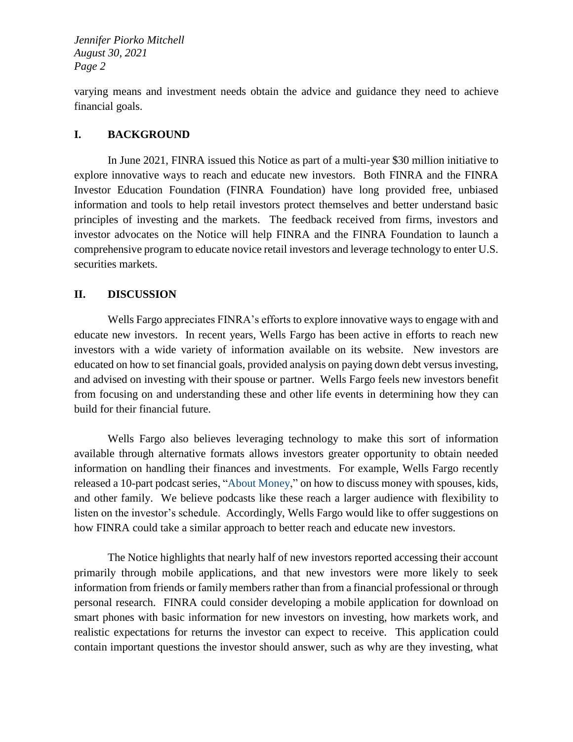varying means and investment needs obtain the advice and guidance they need to achieve financial goals.

## I. BACKGROUND

In June 2021, FINRA issued this Notice as part of a multi-year $30 million initiative to explore innovative ways to reach and educate new investors. Both FINRA and the FINRA Investor Education Foundation (FINRA Foundation) have long provided free, unbiased information and tools to help retail investors protect themselves and better understand basic principles of investing and the markets. The feedback received from firms, investors and investor advocates on the Notice will help FINRA and the FINRA Foundation to launch a comprehensive program to educate novice retail investors and leverage technology to enter U.S. securities markets.

## II. DISCUSSION

Wells Fargo appreciates FINRA's efforts to explore innovative ways to engage with and educate new investors. In recent years, Wells Fargo has been active in efforts to reach new investors with a wide variety of information available on its website. New investors are educated on how to set financial goals, provided analysis on paying down debt versus investing, and advised on investing with their spouse or partner. Wells Fargo feels new investors benefit from focusing on and understanding these and other life events in determining how they can build for their financial future.

Wells Fargo also believes leveraging technology to make this sort of information available through alternative formats allows investors greater opportunity to obtain needed information on handling their finances and investments. For example, Wells Fargo recently released a 10-part podcast series, "About Money," on how to discuss money with spouses, kids, and other family. We believe podcasts like these reach a larger audience with flexibility to listen on the investor's schedule. Accordingly, Wells Fargo would like to offer suggestions on how FINRA could take a similar approach to better reach and educate new investors.

The Notice highlights that nearly half of new investors reported accessing their account primarily through mobile applications, and that new investors were more likely to seek information from friends or family members rather than from a financial professional or through personal research. FINRA could consider developing a mobile application for download on smart phones with basic information for new investors on investing, how markets work, and realistic expectations for returns the investor can expect to receive. This application could contain important questions the investor should answer, such as why are they investing, what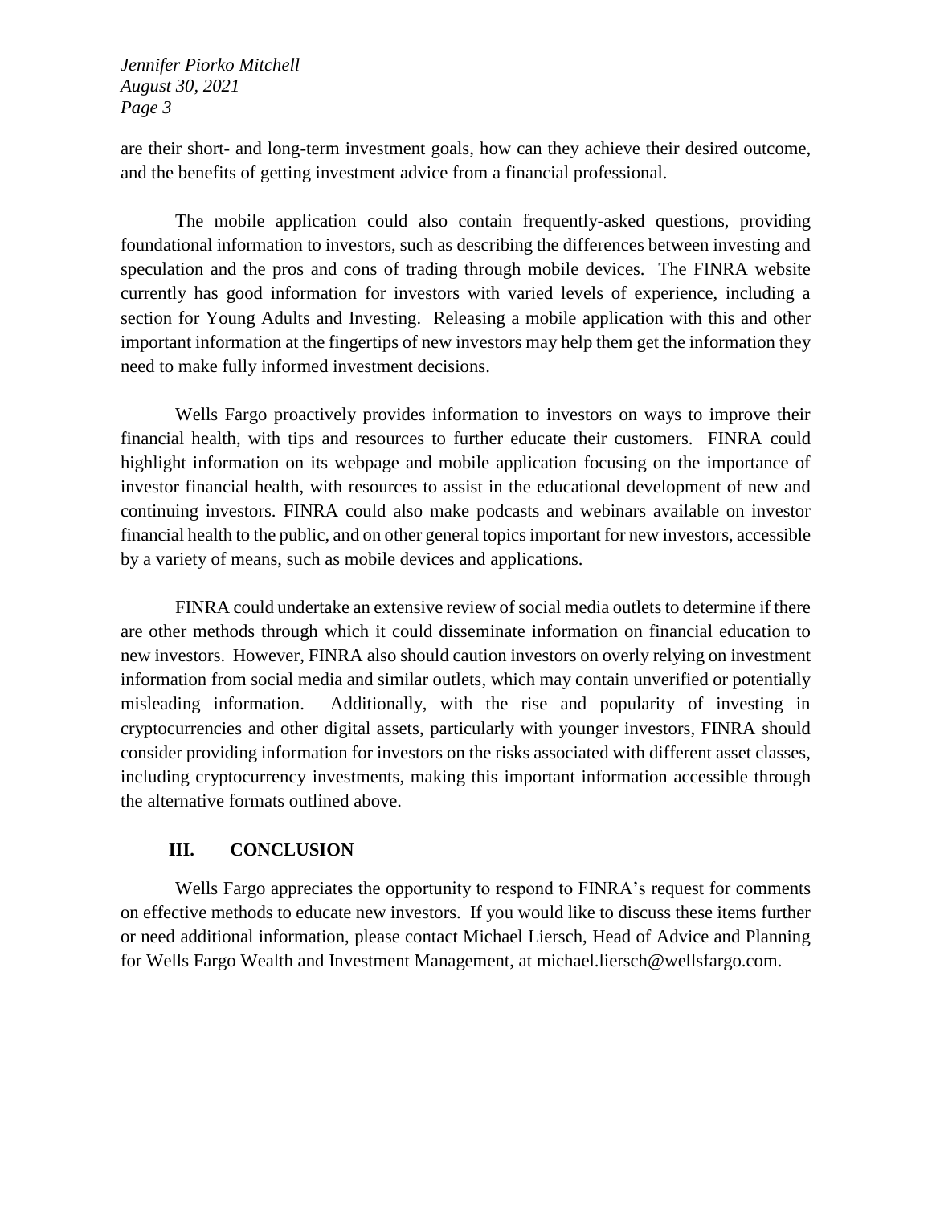are their short- and long-term investment goals, how can they achieve their desired outcome, and the benefits of getting investment advice from a financial professional.

The mobile application could also contain frequently-asked questions, providing foundational information to investors, such as describing the differences between investing and speculation and the pros and cons of trading through mobile devices. The FINRA website currently has good information for investors with varied levels of experience, including a section for Young Adults and Investing. Releasing a mobile application with this and other important information at the fingertips of new investors may help them get the information they need to make fully informed investment decisions.

Wells Fargo proactively provides information to investors on ways to improve their financial health, with tips and resources to further educate their customers. FINRA could highlight information on its webpage and mobile application focusing on the importance of investor financial health, with resources to assist in the educational development of new and continuing investors. FINRA could also make podcasts and webinars available on investor financial health to the public, and on other general topics important for new investors, accessible by a variety of means, such as mobile devices and applications.

FINRA could undertake an extensive review of social media outlets to determine if there are other methods through which it could disseminate information on financial education to new investors. However, FINRA also should caution investors on overly relying on investment information from social media and similar outlets, which may contain unverified or potentially misleading information. Additionally, with the rise and popularity of investing in cryptocurrencies and other digital assets, particularly with younger investors, FINRA should consider providing information for investors on the risks associated with different asset classes, including cryptocurrency investments, making this important information accessible through the alternative formats outlined above.

## III. CONCLUSION

Wells Fargo appreciates the opportunity to respond to FINRA's request for comments on effective methods to educate new investors. If you would like to discuss these items further or need additional information, please contact Michael Liersch, Head of Advice and Planning for Wells Fargo Wealth and Investment Management, at michael.liersch@wellsfargo.com.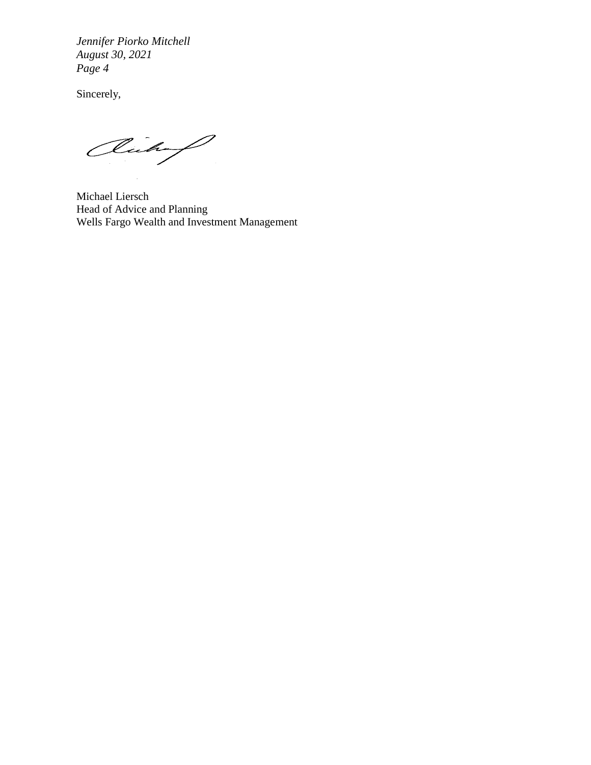Sincerely,

Michael Liersch
Head of Advice and Planning
Wells Fargo Wealth and Investment Management